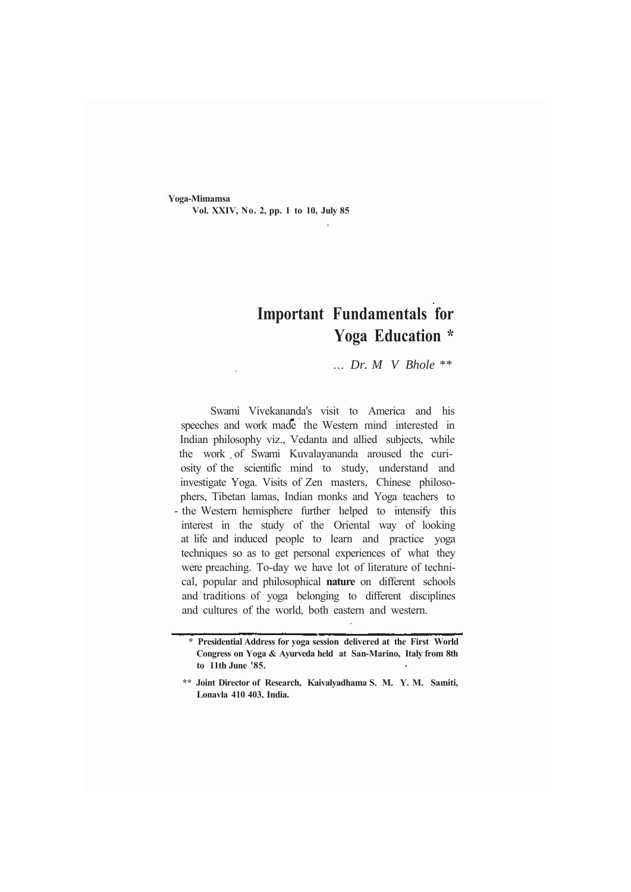# Important Fundamentals for Yoga Education *

*... Dr. M V Bhole* **

Swami Vivekananda's visit to America and his speeches and work made the Western mind interested in Indian philosophy viz., Vedanta and allied subjects, while the work of Swami Kuvalayananda aroused the curiosity of the scientific mind to study, understand and investigate Yoga. Visits of Zen masters, Chinese philosophers, Tibetan lamas, Indian monks and Yoga teachers to the Western hemisphere further helped to intensify this interest in the study of the Oriental way of looking at life and induced people to learn and practice yoga techniques so as to get personal experiences of what they were preaching. To-day we have lot of literature of technical, popular and philosophical **nature** on different schools and traditions of yoga belonging to different disciplines and cultures of the world, both eastern and western.

---

**\* Presidential Address for yoga session delivered at the First World Congress on Yoga & Ayurveda held at San-Marino, Italy from 8th to 11th June '85.**

**\*\* Joint Director of Research, Kaivalyadhama S. M. Y. M. Samiti, Lonavla 410 403. India.**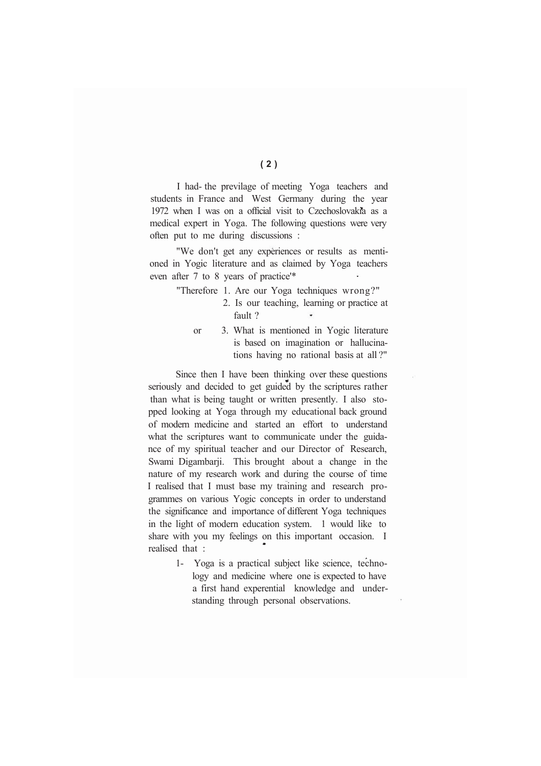I had- the previlage of meeting Yoga teachers and students in France and West Germany during the year 1972 when I was on a official visit to Czechoslovakia as a medical expert in Yoga. The following questions were very often put to me during discussions :

"We don't get any experiences or results as mentioned in Yogic literature and as claimed by Yoga teachers even after 7 to 8 years of practice'*

"Therefore 1. Are our Yoga techniques wrong?"

2. Is our teaching, learning or practice at fault ?

or 3. What is mentioned in Yogic literature is based on imagination or hallucinations having no rational basis at all ?"

Since then I have been thinking over these questions seriously and decided to get guided by the scriptures rather than what is being taught or written presently. I also stopped looking at Yoga through my educational back ground of modern medicine and started an effort to understand what the scriptures want to communicate under the guidance of my spiritual teacher and our Director of Research, Swami Digambarji. This brought about a change in the nature of my research work and during the course of time I realised that I must base my training and research programmes on various Yogic concepts in order to understand the significance and importance of different Yoga techniques in the light of modern education system. 1 would like to share with you my feelings on this important occasion. I realised that :

1- Yoga is a practical subject like science, technology and medicine where one is expected to have a first hand experiential knowledge and understanding through personal observations.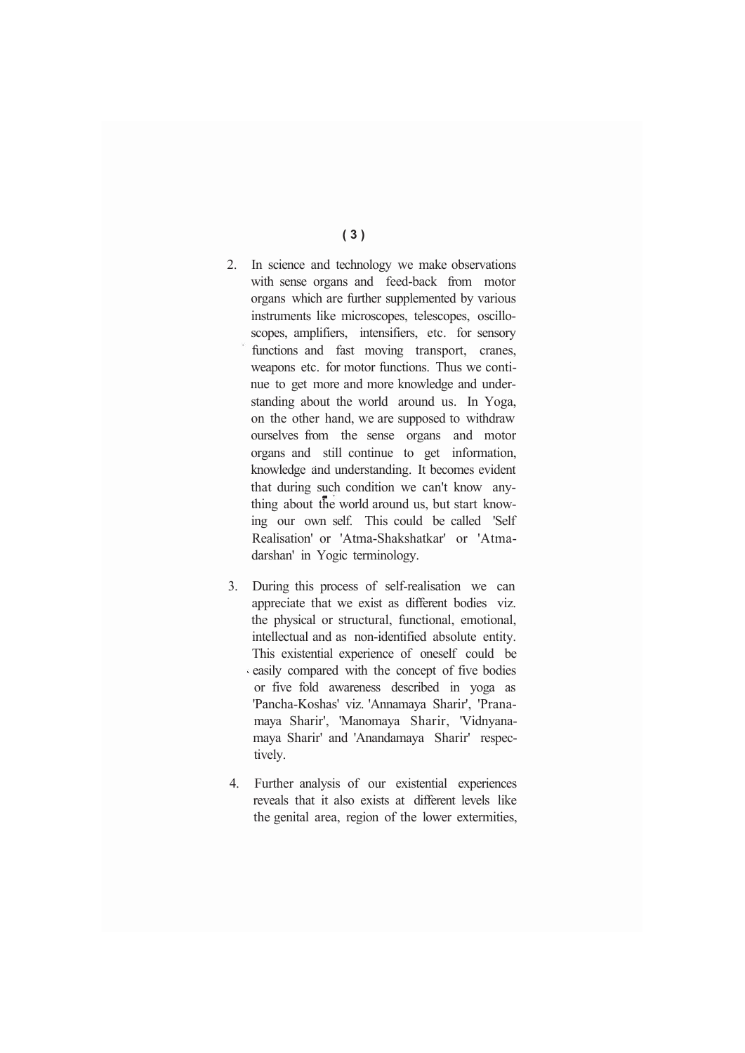2. In science and technology we make observations with sense organs and feed-back from motor organs which are further supplemented by various instruments like microscopes, telescopes, oscilloscopes, amplifiers, intensifiers, etc. for sensory functions and fast moving transport, cranes, weapons etc. for motor functions. Thus we continue to get more and more knowledge and understanding about the world around us. In Yoga, on the other hand, we are supposed to withdraw ourselves from the sense organs and motor organs and still continue to get information, knowledge and understanding. It becomes evident that during such condition we can't know anything about the world around us, but start knowing our own self. This could be called 'Self Realisation' or 'Atma-Shakshatkar' or 'Atmadarshan' in Yogic terminology.

3. During this process of self-realisation we can appreciate that we exist as different bodies viz. the physical or structural, functional, emotional, intellectual and as non-identified absolute entity. This existential experience of oneself could be easily compared with the concept of five bodies or five fold awareness described in yoga as 'Pancha-Koshas' viz. 'Annamaya Sharir', 'Pranamaya Sharir', 'Manomaya Sharir, 'Vidnyanamaya Sharir' and 'Anandamaya Sharir' respectively.

4. Further analysis of our existential experiences reveals that it also exists at different levels like the genital area, region of the lower extermities,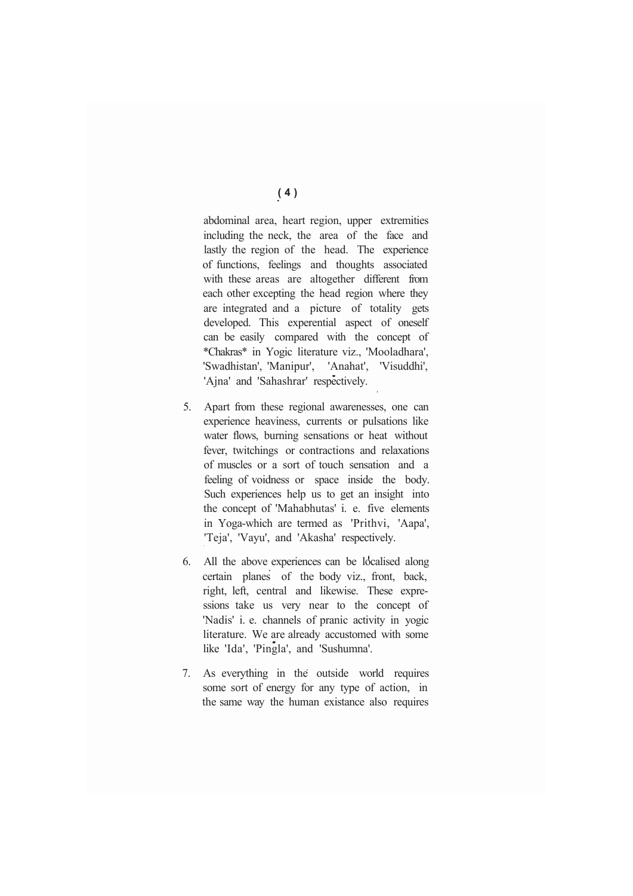abdominal area, heart region, upper extremities including the neck, the area of the face and lastly the region of the head. The experience of functions, feelings and thoughts associated with these areas are altogether different from each other excepting the head region where they are integrated and a picture of totality gets developed. This experiential aspect of oneself can be easily compared with the concept of *Chakras* in Yogic literature viz., 'Mooladhara', 'Swadhistan', 'Manipur', 'Anahat', 'Visuddhi', 'Ajna' and 'Sahashrar' respectively.

5. Apart from these regional awarenesses, one can experience heaviness, currents or pulsations like water flows, burning sensations or heat without fever, twitchings or contractions and relaxations of muscles or a sort of touch sensation and a feeling of voidness or space inside the body. Such experiences help us to get an insight into the concept of 'Mahabhutas' i. e. five elements in Yoga-which are termed as 'Prithvi, 'Aapa', 'Teja', 'Vayu', and 'Akasha' respectively.

6. All the above experiences can be localised along certain planes of the body viz., front, back, right, left, central and likewise. These expressions take us very near to the concept of 'Nadis' i. e. channels of pranic activity in yogic literature. We are already accustomed with some like 'Ida', 'Pingla', and 'Sushumna'.

7. As everything in the outside world requires some sort of energy for any type of action, in the same way the human existance also requires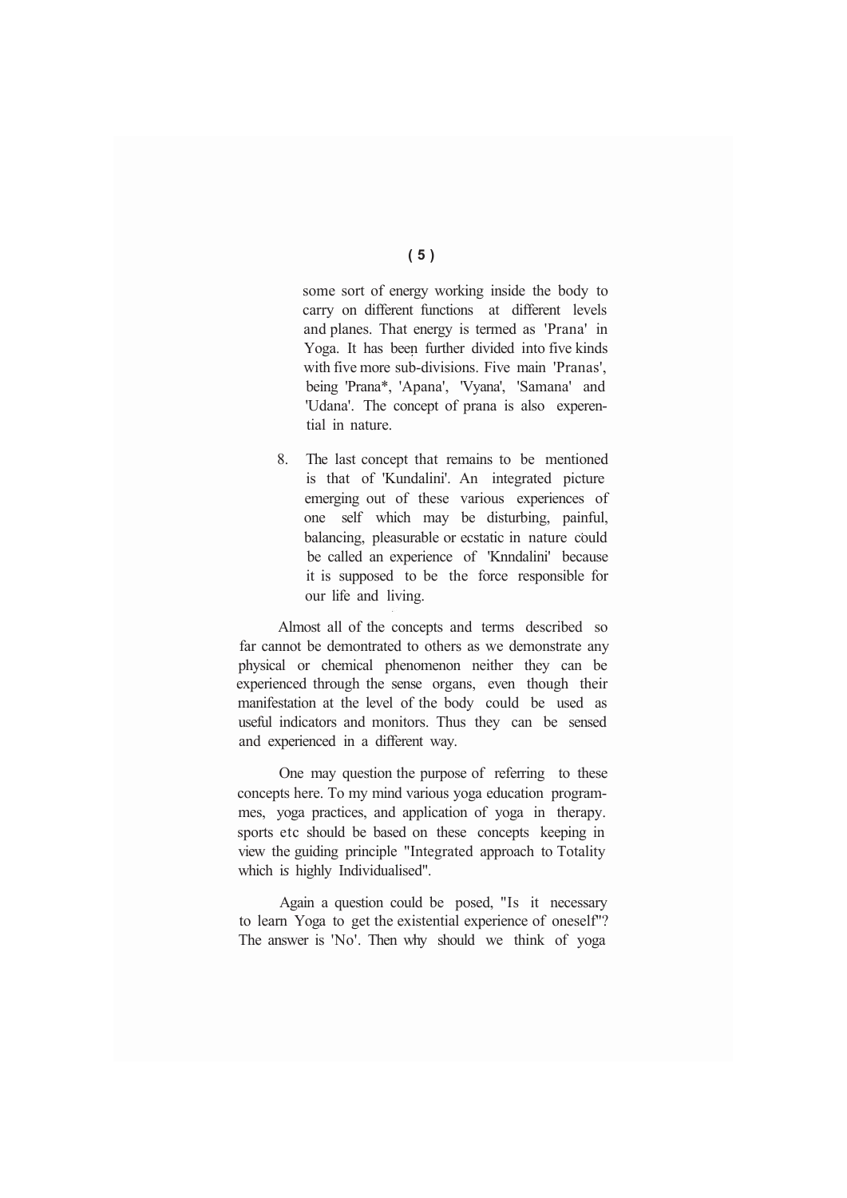some sort of energy working inside the body to carry on different functions at different levels and planes. That energy is termed as 'Prana' in Yoga. It has been further divided into five kinds with five more sub-divisions. Five main 'Pranas', being 'Prana*, 'Apana', 'Vyana', 'Samana' and 'Udana'. The concept of prana is also experential in nature.

8. The last concept that remains to be mentioned is that of 'Kundalini'. An integrated picture emerging out of these various experiences of one self which may be disturbing, painful, balancing, pleasurable or ecstatic in nature could be called an experience of 'Knndalini' because it is supposed to be the force responsible for our life and living.

Almost all of the concepts and terms described so far cannot be demontrated to others as we demonstrate any physical or chemical phenomenon neither they can be experienced through the sense organs, even though their manifestation at the level of the body could be used as useful indicators and monitors. Thus they can be sensed and experienced in a different way.

One may question the purpose of referring to these concepts here. To my mind various yoga education programmes, yoga practices, and application of yoga in therapy. sports etc should be based on these concepts keeping in view the guiding principle "Integrated approach to Totality which is highly Individualised".

Again a question could be posed, "Is it necessary to learn Yoga to get the existential experience of oneself"? The answer is 'No'. Then why should we think of yoga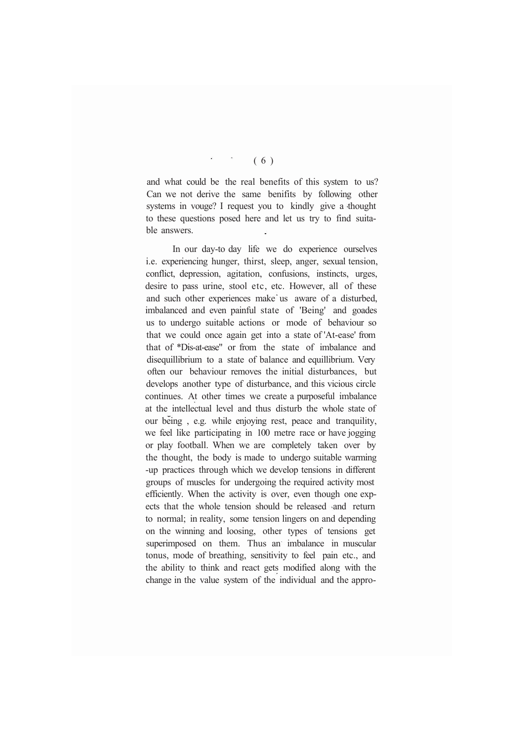and what could be the real benefits of this system to us? Can we not derive the same benifits by following other systems in vouge? I request you to kindly give a thought to these questions posed here and let us try to find suitable answers.

In our day-to day life we do experience ourselves i.e. experiencing hunger, thirst, sleep, anger, sexual tension, conflict, depression, agitation, confusions, instincts, urges, desire to pass urine, stool etc, etc. However, all of these and such other experiences make us aware of a disturbed, imbalanced and even painful state of 'Being' and goades us to undergo suitable actions or mode of behaviour so that we could once again get into a state of 'At-ease' from that of *Dis-at-ease" or from the state of imbalance and disequillibrium to a state of balance and equillibrium. Very often our behaviour removes the initial disturbances, but develops another type of disturbance, and this vicious circle continues. At other times we create a purposeful imbalance at the intellectual level and thus disturb the whole state of our being , e.g. while enjoying rest, peace and tranquility, we feel like participating in 100 metre race or have jogging or play football. When we are completely taken over by the thought, the body is made to undergo suitable warming -up practices through which we develop tensions in different groups of muscles for undergoing the required activity most efficiently. When the activity is over, even though one expects that the whole tension should be released and return to normal; in reality, some tension lingers on and depending on the winning and loosing, other types of tensions get superimposed on them. Thus an imbalance in muscular tonus, mode of breathing, sensitivity to feel pain etc., and the ability to think and react gets modified along with the change in the value system of the individual and the appro-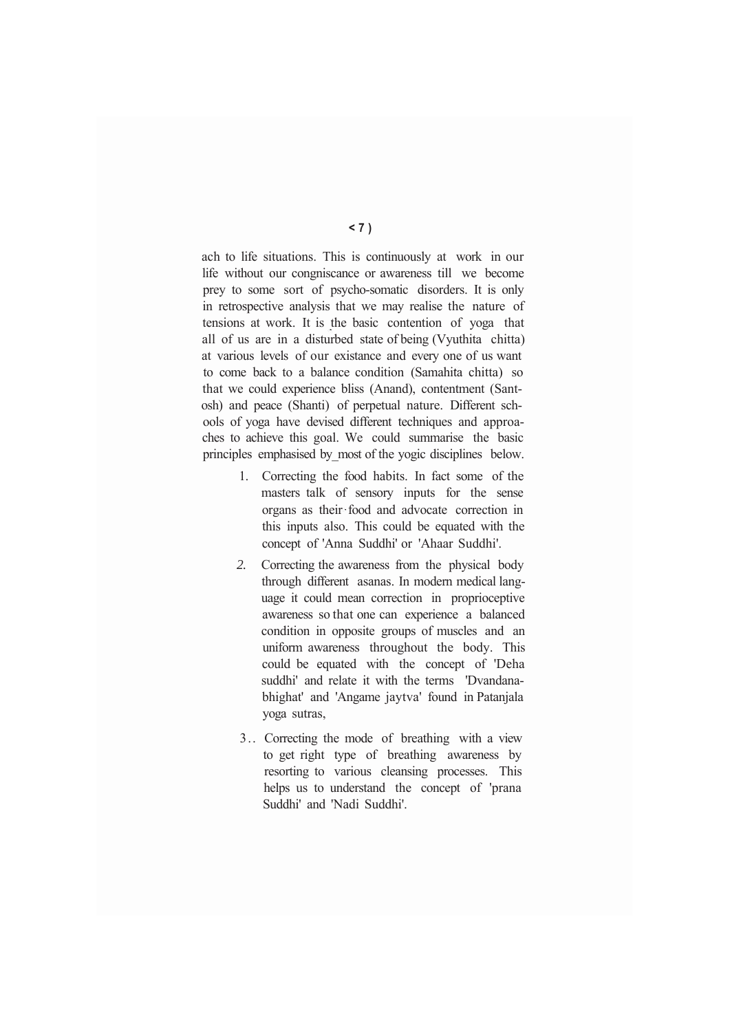ach to life situations. This is continuously at work in our life without our congniscance or awareness till we become prey to some sort of psycho-somatic disorders. It is only in retrospective analysis that we may realise the nature of tensions at work. It is the basic contention of yoga that all of us are in a disturbed state of being (Vyuthita chitta) at various levels of our existance and every one of us want to come back to a balance condition (Samahita chitta) so that we could experience bliss (Anand), contentment (Santosh) and peace (Shanti) of perpetual nature. Different schools of yoga have devised different techniques and approaches to achieve this goal. We could summarise the basic principles emphasised by most of the yogic disciplines below.

1. Correcting the food habits. In fact some of the masters talk of sensory inputs for the sense organs as their food and advocate correction in this inputs also. This could be equated with the concept of 'Anna Suddhi' or 'Ahaar Suddhi'.
2. Correcting the awareness from the physical body through different asanas. In modern medical language it could mean correction in proprioceptive awareness so that one can experience a balanced condition in opposite groups of muscles and an uniform awareness throughout the body. This could be equated with the concept of 'Deha suddhi' and relate it with the terms 'Dvandanabhighat' and 'Angame jaytva' found in Patanjala yoga sutras,
3. Correcting the mode of breathing with a view to get right type of breathing awareness by resorting to various cleansing processes. This helps us to understand the concept of 'prana Suddhi' and 'Nadi Suddhi'.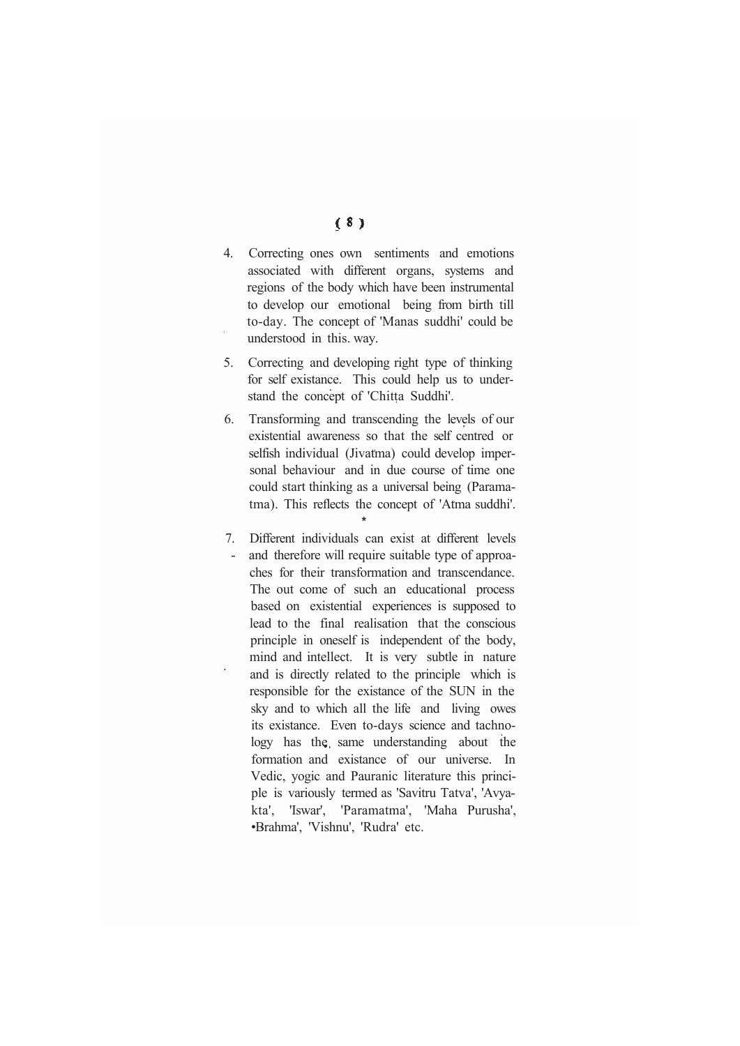4. Correcting ones own sentiments and emotions associated with different organs, systems and regions of the body which have been instrumental to develop our emotional being from birth till to-day. The concept of 'Manas suddhi' could be understood in this. way.

5. Correcting and developing right type of thinking for self existance. This could help us to understand the concept of 'Chitta Suddhi'.

6. Transforming and transcending the levels of our existential awareness so that the self centred or selfish individual (Jivatma) could develop impersonal behaviour and in due course of time one could start thinking as a universal being (Paramatma). This reflects the concept of 'Atma suddhi'.

7. Different individuals can exist at different levels and therefore will require suitable type of approaches for their transformation and transcendance. The out come of such an educational process based on existential experiences is supposed to lead to the final realisation that the conscious principle in oneself is independent of the body, mind and intellect. It is very subtle in nature and is directly related to the principle which is responsible for the existance of the SUN in the sky and to which all the life and living owes its existance. Even to-days science and technology has the same understanding about the formation and existance of our universe. In Vedic, yogic and Pauranic literature this principle is variously termed as 'Savitru Tatva', 'Avyakta', 'Iswar', 'Paramatma', 'Maha Purusha', 'Brahma', 'Vishnu', 'Rudra' etc.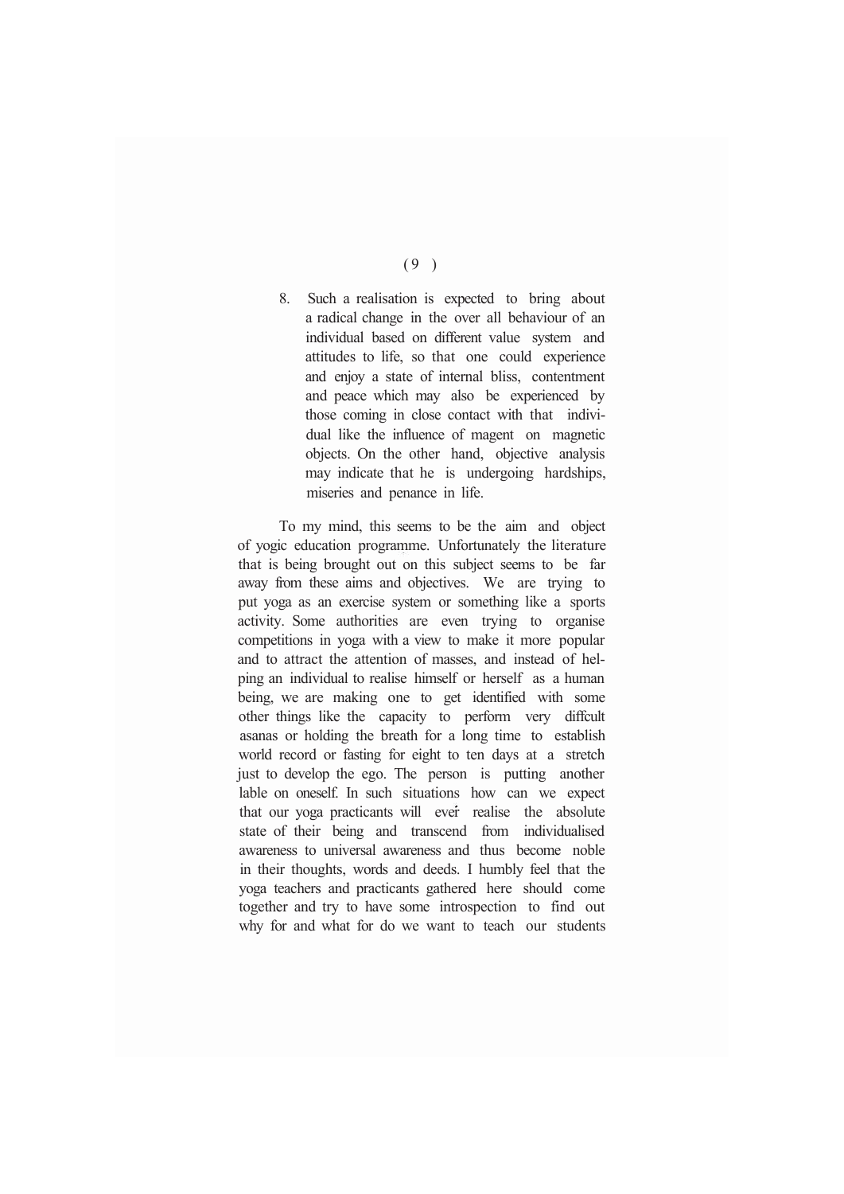8. Such a realisation is expected to bring about a radical change in the over all behaviour of an individual based on different value system and attitudes to life, so that one could experience and enjoy a state of internal bliss, contentment and peace which may also be experienced by those coming in close contact with that individual like the influence of magent on magnetic objects. On the other hand, objective analysis may indicate that he is undergoing hardships, miseries and penance in life.

To my mind, this seems to be the aim and object of yogic education programme. Unfortunately the literature that is being brought out on this subject seems to be far away from these aims and objectives. We are trying to put yoga as an exercise system or something like a sports activity. Some authorities are even trying to organise competitions in yoga with a view to make it more popular and to attract the attention of masses, and instead of helping an individual to realise himself or herself as a human being, we are making one to get identified with some other things like the capacity to perform very diffcult asanas or holding the breath for a long time to establish world record or fasting for eight to ten days at a stretch just to develop the ego. The person is putting another lable on oneself. In such situations how can we expect that our yoga practicants will ever realise the absolute state of their being and transcend from individualised awareness to universal awareness and thus become noble in their thoughts, words and deeds. I humbly feel that the yoga teachers and practicants gathered here should come together and try to have some introspection to find out why for and what for do we want to teach our students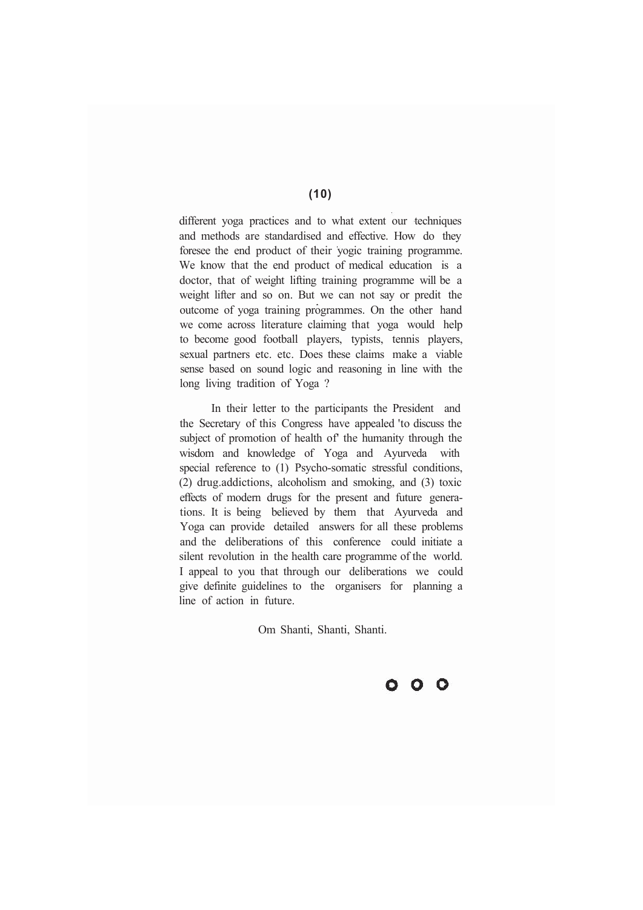different yoga practices and to what extent our techniques and methods are standardised and effective. How do they foresee the end product of their yogic training programme. We know that the end product of medical education is a doctor, that of weight lifting training programme will be a weight lifter and so on. But we can not say or predit the outcome of yoga training programmes. On the other hand we come across literature claiming that yoga would help to become good football players, typists, tennis players, sexual partners etc. etc. Does these claims make a viable sense based on sound logic and reasoning in line with the long living tradition of Yoga ?

In their letter to the participants the President and the Secretary of this Congress have appealed 'to discuss the subject of promotion of health of' the humanity through the wisdom and knowledge of Yoga and Ayurveda with special reference to (1) Psycho-somatic stressful conditions, (2) drug.addictions, alcoholism and smoking, and (3) toxic effects of modern drugs for the present and future generations. It is being believed by them that Ayurveda and Yoga can provide detailed answers for all these problems and the deliberations of this conference could initiate a silent revolution in the health care programme of the world. I appeal to you that through our deliberations we could give definite guidelines to the organisers for planning a line of action in future.

Om Shanti, Shanti, Shanti.